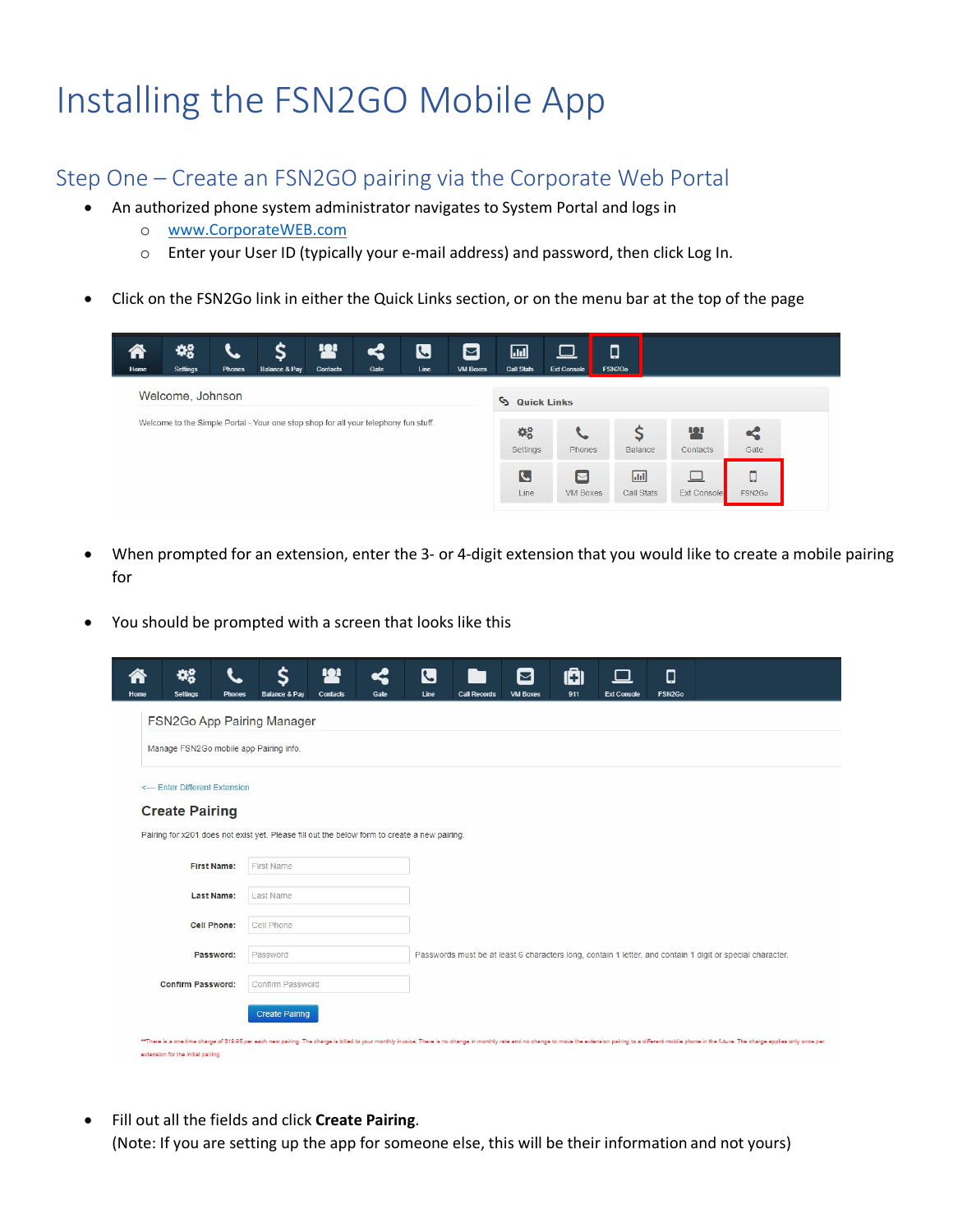# Installing the FSN2GO Mobile App

## Step One – Create an FSN2GO pairing via the Corporate Web Portal

- An authorized phone system administrator navigates to System Portal and logs in
    - www.CorporateWEB.com
    - Enter your User ID (typically your e-mail address) and password, then click Log In.

- Click on the FSN2Go link in either the Quick Links section, or on the menu bar at the top of the page

- When prompted for an extension, enter the 3- or 4-digit extension that you would like to create a mobile pairing for

- You should be prompted with a screen that looks like this

- Fill out all the fields and click **Create Pairing**.
  (Note: If you are setting up the app for someone else, this will be their information and not yours)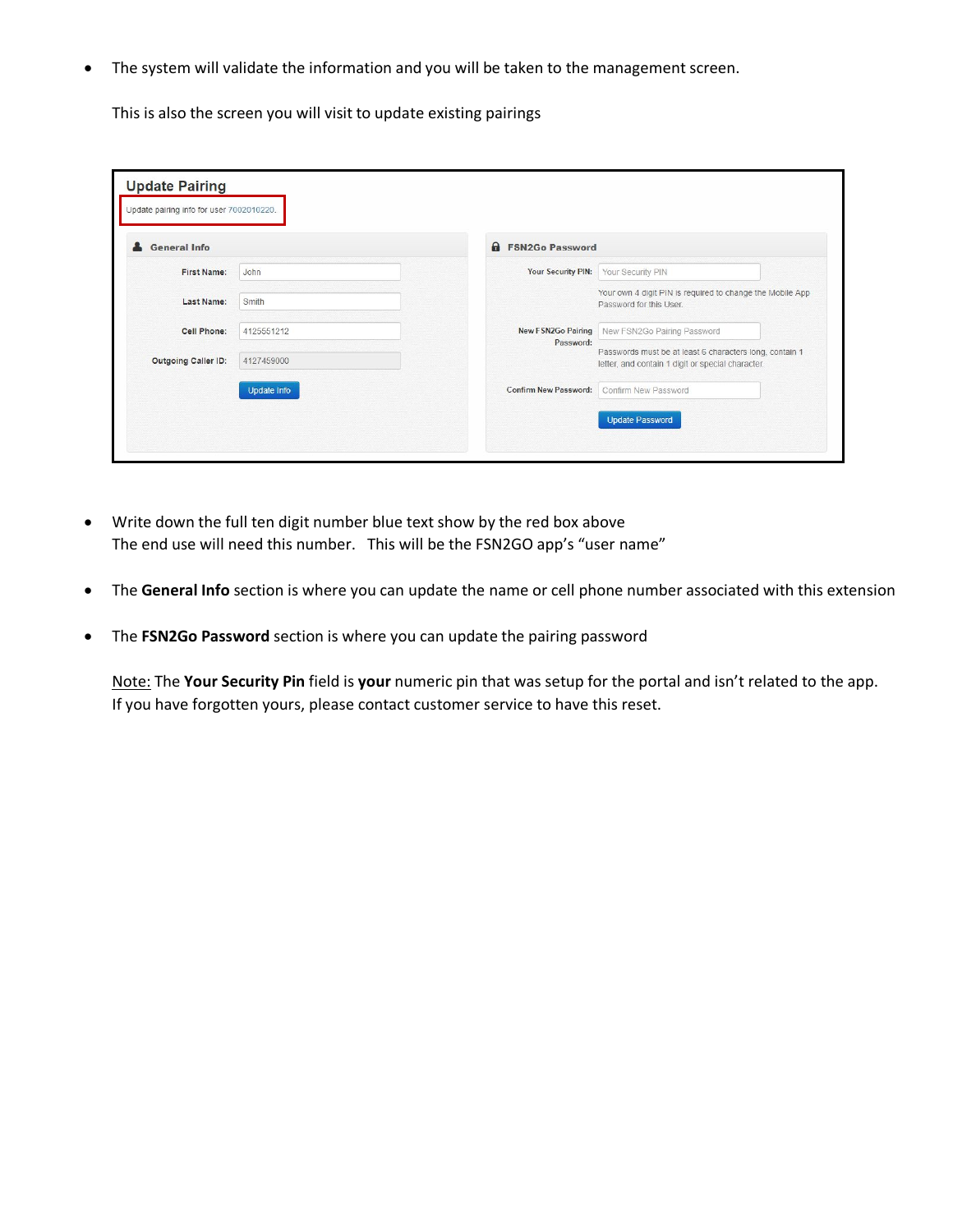- The system will validate the information and you will be taken to the management screen.

  This is also the screen you will visit to update existing pairings

**Update Pairing**

Update pairing info for user 7002010220.

**General Info**

First Name: John

Last Name: Smith

Cell Phone: 4125551212

Outgoing Caller ID: 4127459000

Update Info

**FSN2Go Password**

Your Security PIN: Your Security PIN

Your own 4 digit PIN is required to change the Mobile App Password for this User.

New FSN2Go Pairing Password: New FSN2Go Pairing Password

Passwords must be at least 6 characters long, contain 1 letter, and contain 1 digit or special character.

Confirm New Password: Confirm New Password

Update Password

- Write down the full ten digit number blue text show by the red box above
  The end use will need this number. This will be the FSN2GO app's "user name"

- The **General Info** section is where you can update the name or cell phone number associated with this extension

- The **FSN2Go Password** section is where you can update the pairing password

  Note: The **Your Security Pin** field is **your** numeric pin that was setup for the portal and isn't related to the app. If you have forgotten yours, please contact customer service to have this reset.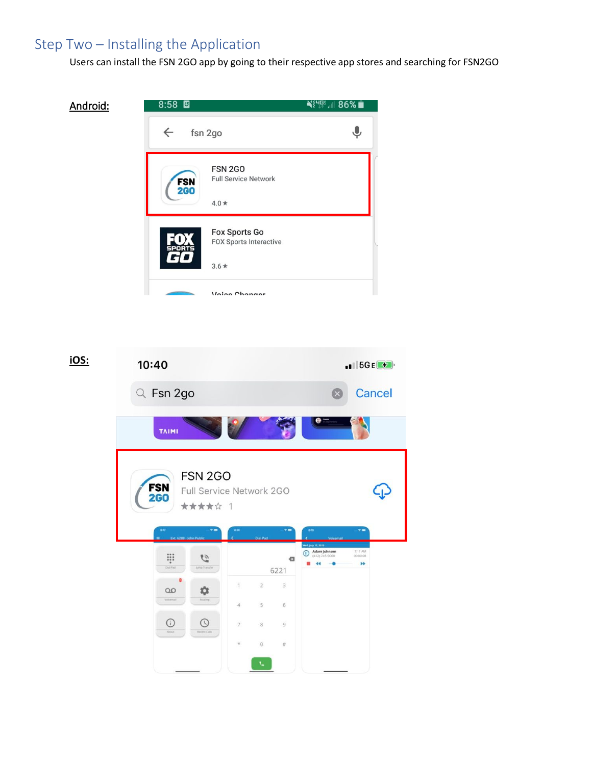## Step Two – Installing the Application

Users can install the FSN 2GO app by going to their respective app stores and searching for FSN2GO

**Android:**

**iOS:**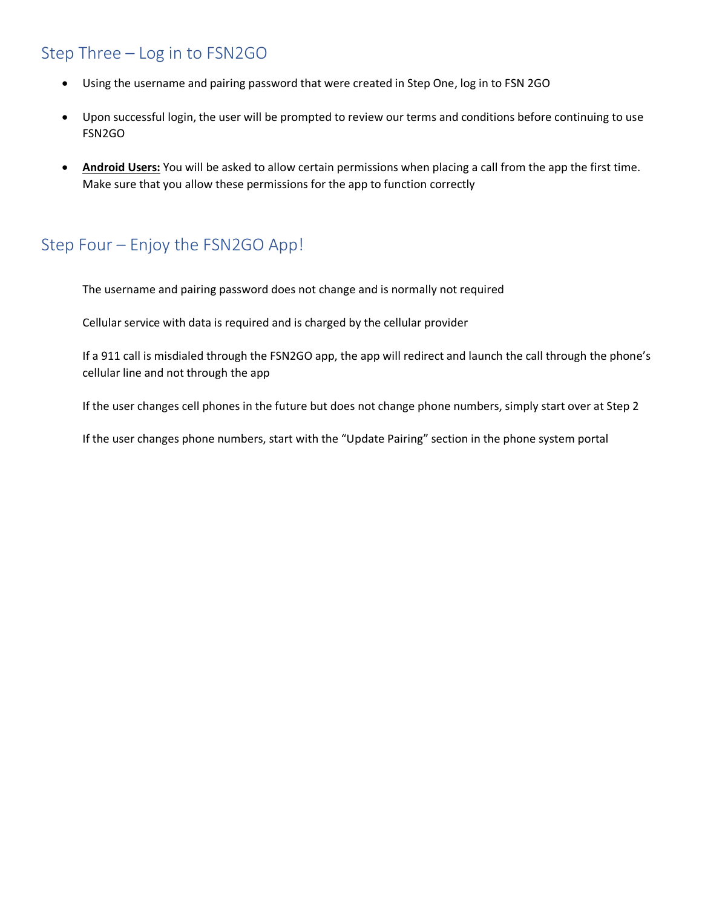## Step Three – Log in to FSN2GO

- Using the username and pairing password that were created in Step One, log in to FSN 2GO
- Upon successful login, the user will be prompted to review our terms and conditions before continuing to use FSN2GO
- **Android Users:** You will be asked to allow certain permissions when placing a call from the app the first time. Make sure that you allow these permissions for the app to function correctly

## Step Four – Enjoy the FSN2GO App!

The username and pairing password does not change and is normally not required

Cellular service with data is required and is charged by the cellular provider

If a 911 call is misdialed through the FSN2GO app, the app will redirect and launch the call through the phone's cellular line and not through the app

If the user changes cell phones in the future but does not change phone numbers, simply start over at Step 2

If the user changes phone numbers, start with the "Update Pairing" section in the phone system portal